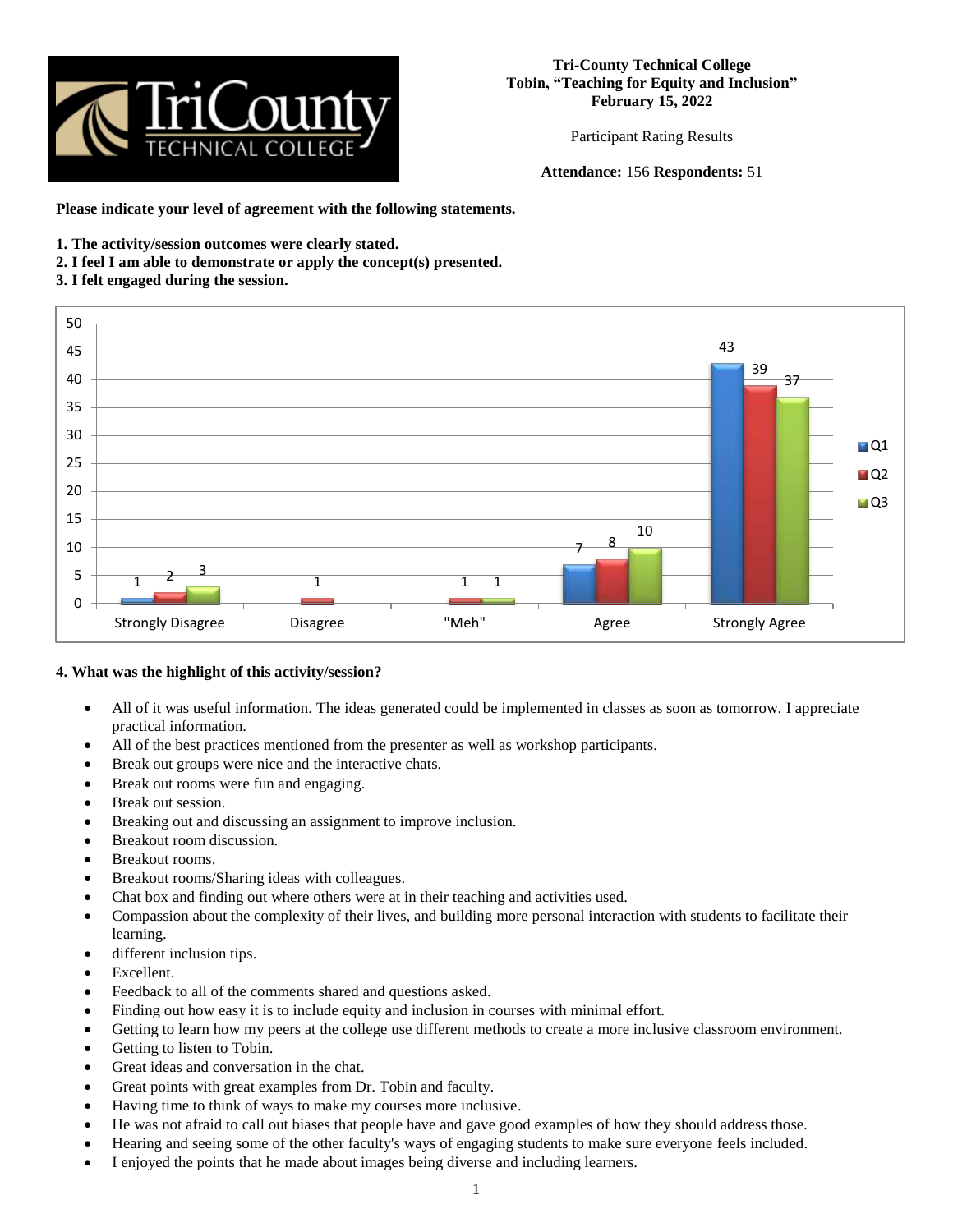**Tri-County Technical College**
**Tobin, "Teaching for Equity and Inclusion"**
**February 15, 2022**

Participant Rating Results

**Attendance:** 156 **Respondents:** 51

**Please indicate your level of agreement with the following statements.**

1. **The activity/session outcomes were clearly stated.**
2. **I feel I am able to demonstrate or apply the concept(s) presented.**
3. **I felt engaged during the session.**

| | Strongly Disagree | Disagree | "Meh" | Agree | Strongly Agree |
|---|---|---|---|---|---|
| Q1 | 1 | | | 7 | 43 |
| Q2 | 2 | 1 | 1 | 8 | 39 |
| Q3 | 3 | | 1 | 10 | 37 |

**4. What was the highlight of this activity/session?**

- All of it was useful information. The ideas generated could be implemented in classes as soon as tomorrow. I appreciate practical information.
- All of the best practices mentioned from the presenter as well as workshop participants.
- Break out groups were nice and the interactive chats.
- Break out rooms were fun and engaging.
- Break out session.
- Breaking out and discussing an assignment to improve inclusion.
- Breakout room discussion.
- Breakout rooms.
- Breakout rooms/Sharing ideas with colleagues.
- Chat box and finding out where others were at in their teaching and activities used.
- Compassion about the complexity of their lives, and building more personal interaction with students to facilitate their learning.
- different inclusion tips.
- Excellent.
- Feedback to all of the comments shared and questions asked.
- Finding out how easy it is to include equity and inclusion in courses with minimal effort.
- Getting to learn how my peers at the college use different methods to create a more inclusive classroom environment.
- Getting to listen to Tobin.
- Great ideas and conversation in the chat.
- Great points with great examples from Dr. Tobin and faculty.
- Having time to think of ways to make my courses more inclusive.
- He was not afraid to call out biases that people have and gave good examples of how they should address those.
- Hearing and seeing some of the other faculty's ways of engaging students to make sure everyone feels included.
- I enjoyed the points that he made about images being diverse and including learners.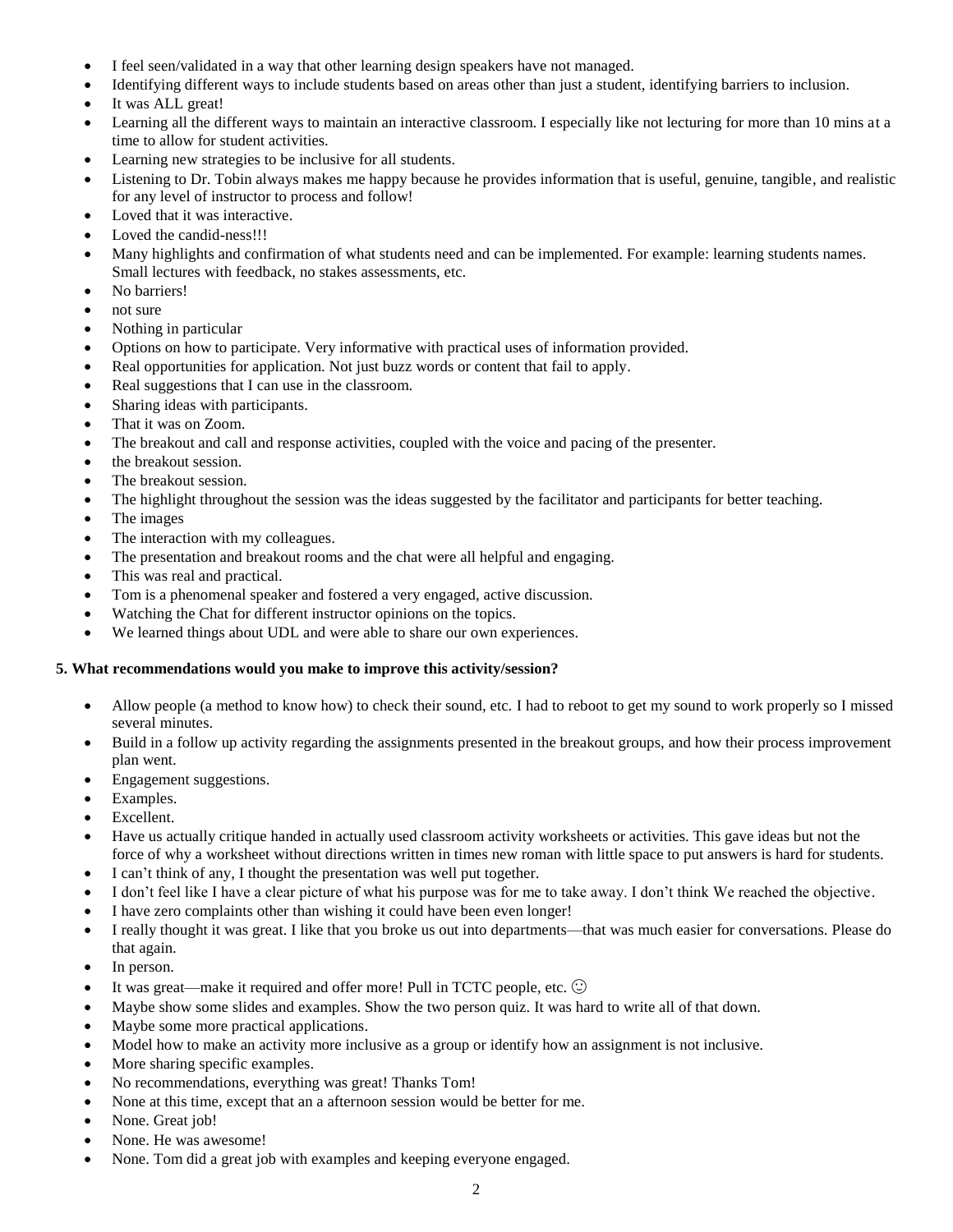- I feel seen/validated in a way that other learning design speakers have not managed.
- Identifying different ways to include students based on areas other than just a student, identifying barriers to inclusion.
- It was ALL great!
- Learning all the different ways to maintain an interactive classroom. I especially like not lecturing for more than 10 mins at a time to allow for student activities.
- Learning new strategies to be inclusive for all students.
- Listening to Dr. Tobin always makes me happy because he provides information that is useful, genuine, tangible, and realistic for any level of instructor to process and follow!
- Loved that it was interactive.
- Loved the candid-ness!!!
- Many highlights and confirmation of what students need and can be implemented. For example: learning students names. Small lectures with feedback, no stakes assessments, etc.
- No barriers!
- not sure
- Nothing in particular
- Options on how to participate. Very informative with practical uses of information provided.
- Real opportunities for application. Not just buzz words or content that fail to apply.
- Real suggestions that I can use in the classroom.
- Sharing ideas with participants.
- That it was on Zoom.
- The breakout and call and response activities, coupled with the voice and pacing of the presenter.
- the breakout session.
- The breakout session.
- The highlight throughout the session was the ideas suggested by the facilitator and participants for better teaching.
- The images
- The interaction with my colleagues.
- The presentation and breakout rooms and the chat were all helpful and engaging.
- This was real and practical.
- Tom is a phenomenal speaker and fostered a very engaged, active discussion.
- Watching the Chat for different instructor opinions on the topics.
- We learned things about UDL and were able to share our own experiences.

**5. What recommendations would you make to improve this activity/session?**

- Allow people (a method to know how) to check their sound, etc. I had to reboot to get my sound to work properly so I missed several minutes.
- Build in a follow up activity regarding the assignments presented in the breakout groups, and how their process improvement plan went.
- Engagement suggestions.
- Examples.
- Excellent.
- Have us actually critique handed in actually used classroom activity worksheets or activities. This gave ideas but not the force of why a worksheet without directions written in times new roman with little space to put answers is hard for students.
- I can't think of any, I thought the presentation was well put together.
- I don't feel like I have a clear picture of what his purpose was for me to take away. I don't think We reached the objective.
- I have zero complaints other than wishing it could have been even longer!
- I really thought it was great. I like that you broke us out into departments—that was much easier for conversations. Please do that again.
- In person.
- It was great—make it required and offer more! Pull in TCTC people, etc. ☺
- Maybe show some slides and examples. Show the two person quiz. It was hard to write all of that down.
- Maybe some more practical applications.
- Model how to make an activity more inclusive as a group or identify how an assignment is not inclusive.
- More sharing specific examples.
- No recommendations, everything was great! Thanks Tom!
- None at this time, except that an a afternoon session would be better for me.
- None. Great job!
- None. He was awesome!
- None. Tom did a great job with examples and keeping everyone engaged.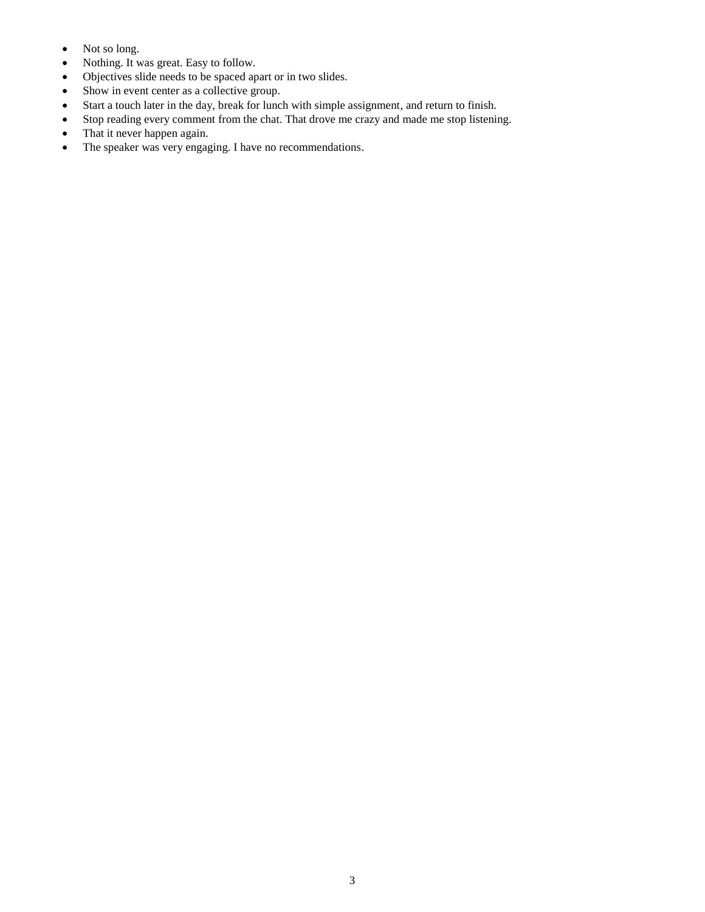- Not so long.
- Nothing. It was great. Easy to follow.
- Objectives slide needs to be spaced apart or in two slides.
- Show in event center as a collective group.
- Start a touch later in the day, break for lunch with simple assignment, and return to finish.
- Stop reading every comment from the chat. That drove me crazy and made me stop listening.
- That it never happen again.
- The speaker was very engaging. I have no recommendations.